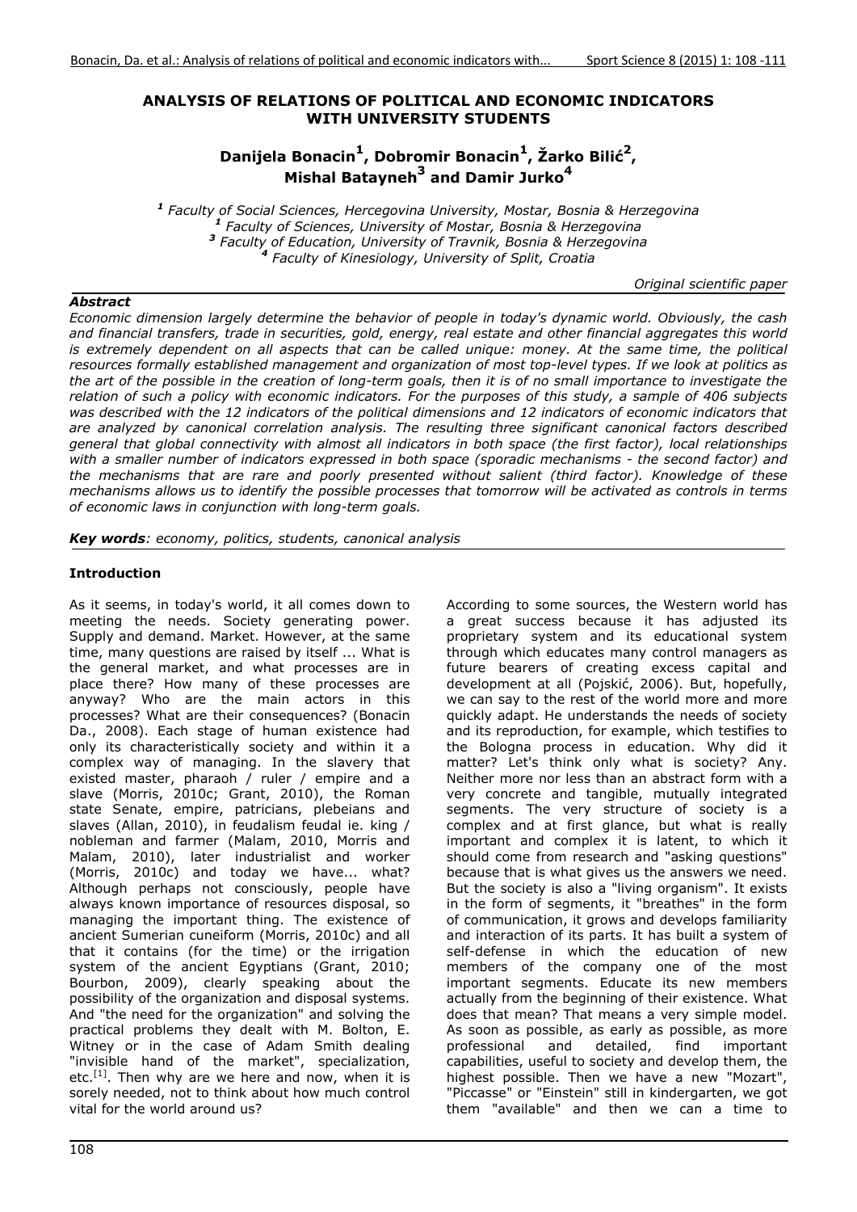# ANALYSIS OF RELATIONS OF POLITICAL AND ECONOMIC INDICATORS WITH UNIVERSITY STUDENTS

**Danijela Bonacin[1], Dobromir Bonacin[1], Žarko Bilić[2], Mishal Batayneh[3] and Damir Jurko[4]**

*[1] Faculty of Social Sciences, Hercegovina University, Mostar, Bosnia & Herzegovina*
*[1] Faculty of Sciences, University of Mostar, Bosnia & Herzegovina*
*[3] Faculty of Education, University of Travnik, Bosnia & Herzegovina*
*[4] Faculty of Kinesiology, University of Split, Croatia*

*Original scientific paper*

***Abstract***

*Economic dimension largely determine the behavior of people in today's dynamic world. Obviously, the cash and financial transfers, trade in securities, gold, energy, real estate and other financial aggregates this world is extremely dependent on all aspects that can be called unique: money. At the same time, the political resources formally established management and organization of most top-level types. If we look at politics as the art of the possible in the creation of long-term goals, then it is of no small importance to investigate the relation of such a policy with economic indicators. For the purposes of this study, a sample of 406 subjects was described with the 12 indicators of the political dimensions and 12 indicators of economic indicators that are analyzed by canonical correlation analysis. The resulting three significant canonical factors described general that global connectivity with almost all indicators in both space (the first factor), local relationships with a smaller number of indicators expressed in both space (sporadic mechanisms - the second factor) and the mechanisms that are rare and poorly presented without salient (third factor). Knowledge of these mechanisms allows us to identify the possible processes that tomorrow will be activated as controls in terms of economic laws in conjunction with long-term goals.*

***Key words****: economy, politics, students, canonical analysis*

## Introduction

As it seems, in today's world, it all comes down to meeting the needs. Society generating power. Supply and demand. Market. However, at the same time, many questions are raised by itself ... What is the general market, and what processes are in place there? How many of these processes are anyway? Who are the main actors in this processes? What are their consequences? (Bonacin Da., 2008). Each stage of human existence had only its characteristically society and within it a complex way of managing. In the slavery that existed master, pharaoh / ruler / empire and a slave (Morris, 2010c; Grant, 2010), the Roman state Senate, empire, patricians, plebeians and slaves (Allan, 2010), in feudalism feudal ie. king / nobleman and farmer (Malam, 2010, Morris and Malam, 2010), later industrialist and worker (Morris, 2010c) and today we have... what? Although perhaps not consciously, people have always known importance of resources disposal, so managing the important thing. The existence of ancient Sumerian cuneiform (Morris, 2010c) and all that it contains (for the time) or the irrigation system of the ancient Egyptians (Grant, 2010; Bourbon, 2009), clearly speaking about the possibility of the organization and disposal systems. And "the need for the organization" and solving the practical problems they dealt with M. Bolton, E. Witney or in the case of Adam Smith dealing "invisible hand of the market", specialization, etc.[1]. Then why are we here and now, when it is sorely needed, not to think about how much control vital for the world around us?

According to some sources, the Western world has a great success because it has adjusted its proprietary system and its educational system through which educates many control managers as future bearers of creating excess capital and development at all (Pojskić, 2006). But, hopefully, we can say to the rest of the world more and more quickly adapt. He understands the needs of society and its reproduction, for example, which testifies to the Bologna process in education. Why did it matter? Let's think only what is society? Any. Neither more nor less than an abstract form with a very concrete and tangible, mutually integrated segments. The very structure of society is a complex and at first glance, but what is really important and complex it is latent, to which it should come from research and "asking questions" because that is what gives us the answers we need. But the society is also a "living organism". It exists in the form of segments, it "breathes" in the form of communication, it grows and develops familiarity and interaction of its parts. It has built a system of self-defense in which the education of new members of the company one of the most important segments. Educate its new members actually from the beginning of their existence. What does that mean? That means a very simple model. As soon as possible, as early as possible, as more professional and detailed, find important capabilities, useful to society and develop them, the highest possible. Then we have a new "Mozart", "Piccasse" or "Einstein" still in kindergarten, we got them "available" and then we can a time to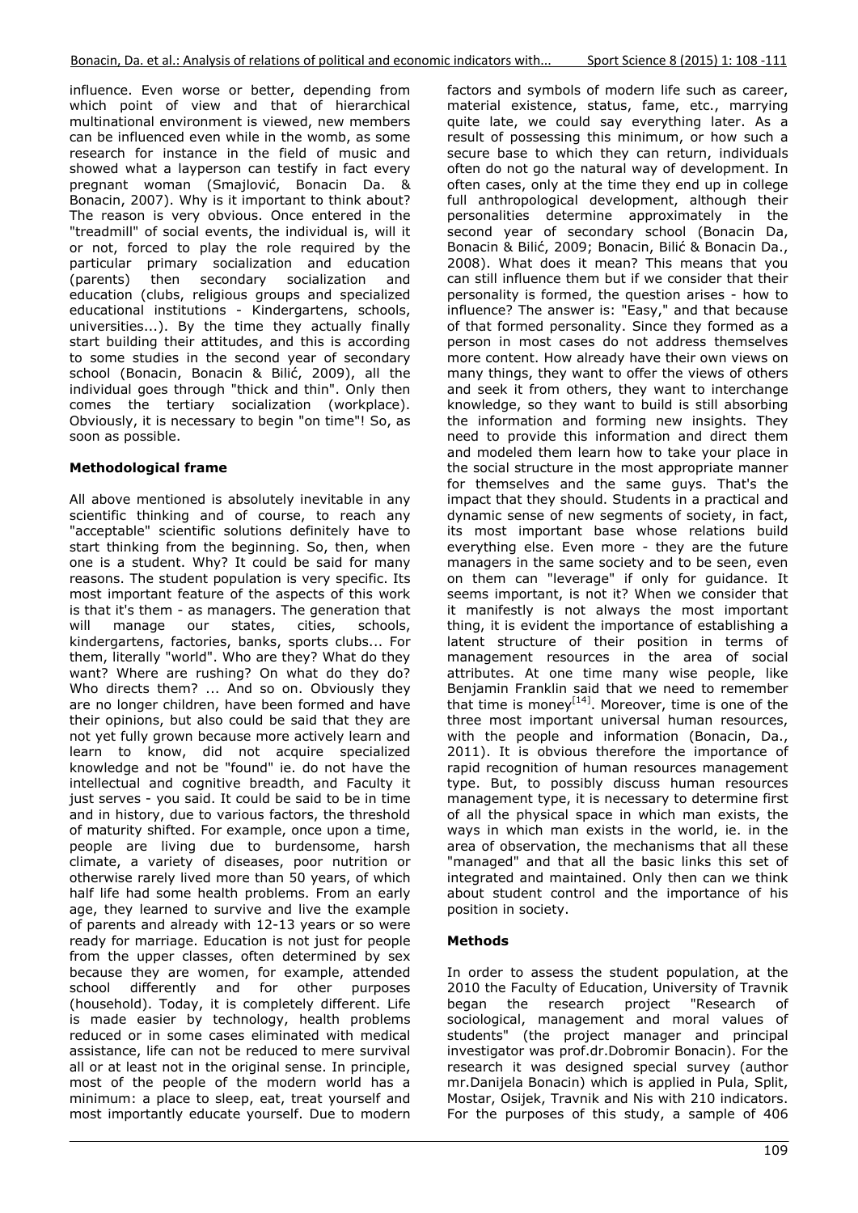influence. Even worse or better, depending from which point of view and that of hierarchical multinational environment is viewed, new members can be influenced even while in the womb, as some research for instance in the field of music and showed what a layperson can testify in fact every pregnant woman (Smajlović, Bonacin Da. & Bonacin, 2007). Why is it important to think about? The reason is very obvious. Once entered in the "treadmill" of social events, the individual is, will it or not, forced to play the role required by the particular primary socialization and education (parents) then secondary socialization and education (clubs, religious groups and specialized educational institutions - Kindergartens, schools, universities...). By the time they actually finally start building their attitudes, and this is according to some studies in the second year of secondary school (Bonacin, Bonacin & Bilić, 2009), all the individual goes through "thick and thin". Only then comes the tertiary socialization (workplace). Obviously, it is necessary to begin "on time"! So, as soon as possible.

## Methodological frame

All above mentioned is absolutely inevitable in any scientific thinking and of course, to reach any "acceptable" scientific solutions definitely have to start thinking from the beginning. So, then, when one is a student. Why? It could be said for many reasons. The student population is very specific. Its most important feature of the aspects of this work is that it's them - as managers. The generation that will manage our states, cities, schools, kindergartens, factories, banks, sports clubs... For them, literally "world". Who are they? What do they want? Where are rushing? On what do they do? Who directs them? ... And so on. Obviously they are no longer children, have been formed and have their opinions, but also could be said that they are not yet fully grown because more actively learn and learn to know, did not acquire specialized knowledge and not be "found" ie. do not have the intellectual and cognitive breadth, and Faculty it just serves - you said. It could be said to be in time and in history, due to various factors, the threshold of maturity shifted. For example, once upon a time, people are living due to burdensome, harsh climate, a variety of diseases, poor nutrition or otherwise rarely lived more than 50 years, of which half life had some health problems. From an early age, they learned to survive and live the example of parents and already with 12-13 years or so were ready for marriage. Education is not just for people from the upper classes, often determined by sex because they are women, for example, attended school differently and for other purposes (household). Today, it is completely different. Life is made easier by technology, health problems reduced or in some cases eliminated with medical assistance, life can not be reduced to mere survival all or at least not in the original sense. In principle, most of the people of the modern world has a minimum: a place to sleep, eat, treat yourself and most importantly educate yourself. Due to modern factors and symbols of modern life such as career, material existence, status, fame, etc., marrying quite late, we could say everything later. As a result of possessing this minimum, or how such a secure base to which they can return, individuals often do not go the natural way of development. In often cases, only at the time they end up in college full anthropological development, although their personalities determine approximately in the second year of secondary school (Bonacin Da, Bonacin & Bilić, 2009; Bonacin, Bilić & Bonacin Da., 2008). What does it mean? This means that you can still influence them but if we consider that their personality is formed, the question arises - how to influence? The answer is: "Easy," and that because of that formed personality. Since they formed as a person in most cases do not address themselves more content. How already have their own views on many things, they want to offer the views of others and seek it from others, they want to interchange knowledge, so they want to build is still absorbing the information and forming new insights. They need to provide this information and direct them and modeled them learn how to take your place in the social structure in the most appropriate manner for themselves and the same guys. That's the impact that they should. Students in a practical and dynamic sense of new segments of society, in fact, its most important base whose relations build everything else. Even more - they are the future managers in the same society and to be seen, even on them can "leverage" if only for guidance. It seems important, is not it? When we consider that it manifestly is not always the most important thing, it is evident the importance of establishing a latent structure of their position in terms of management resources in the area of social attributes. At one time many wise people, like Benjamin Franklin said that we need to remember that time is money[14]. Moreover, time is one of the three most important universal human resources, with the people and information (Bonacin, Da., 2011). It is obvious therefore the importance of rapid recognition of human resources management type. But, to possibly discuss human resources management type, it is necessary to determine first of all the physical space in which man exists, the ways in which man exists in the world, ie. in the area of observation, the mechanisms that all these "managed" and that all the basic links this set of integrated and maintained. Only then can we think about student control and the importance of his position in society.

## Methods

In order to assess the student population, at the 2010 the Faculty of Education, University of Travnik began the research project "Research of sociological, management and moral values of students" (the project manager and principal investigator was prof.dr.Dobromir Bonacin). For the research it was designed special survey (author mr.Danijela Bonacin) which is applied in Pula, Split, Mostar, Osijek, Travnik and Nis with 210 indicators. For the purposes of this study, a sample of 406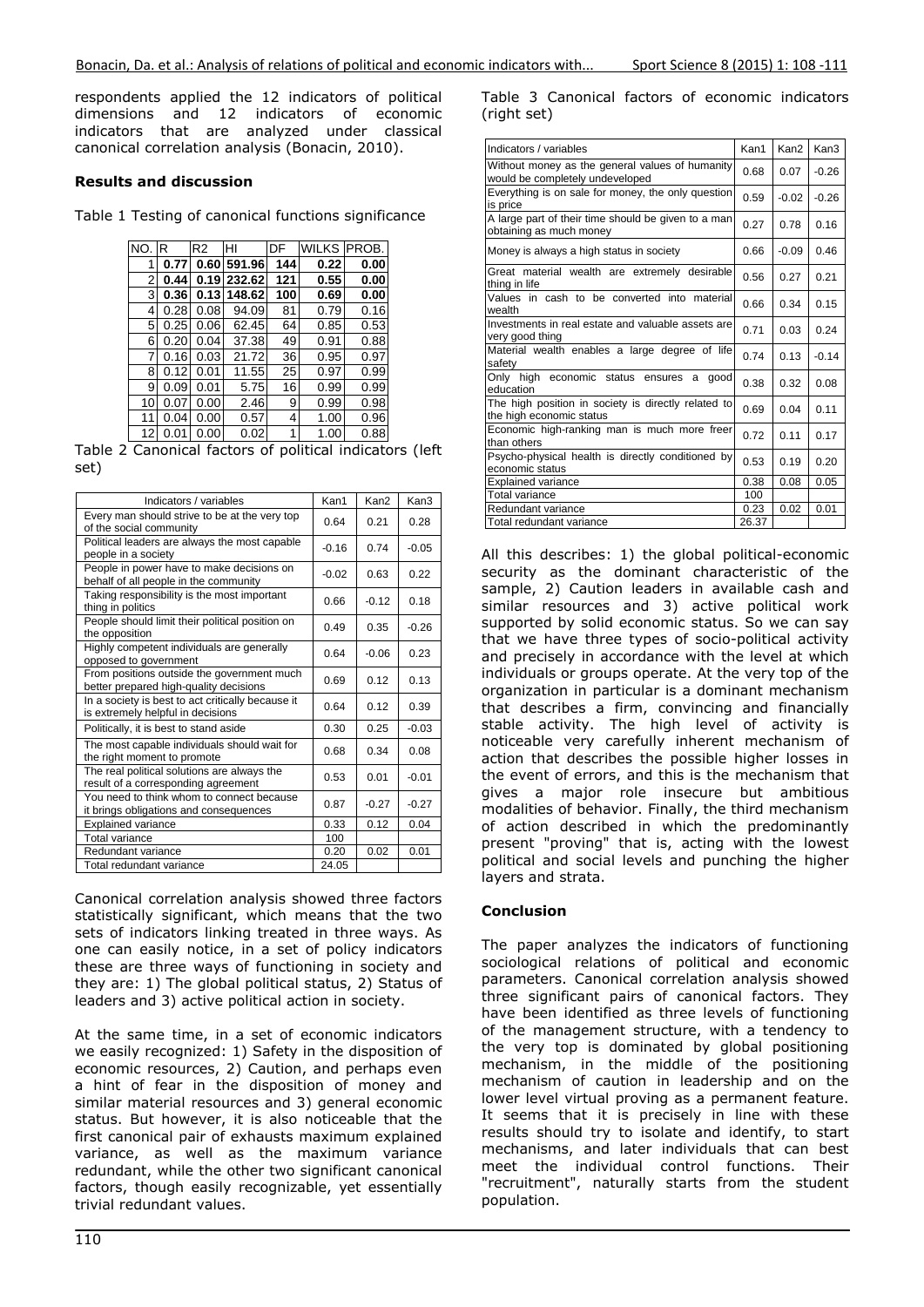respondents applied the 12 indicators of political dimensions and 12 indicators of economic indicators that are analyzed under classical canonical correlation analysis (Bonacin, 2010).

### Results and discussion

Table 1 Testing of canonical functions significance

| NO. | R | R2 | HI | DF | WILKS | PROB. |
|---|---|---|---|---|---|---|
| 1 | **0.77** | **0.60** | **591.96** | **144** | **0.22** | **0.00** |
| 2 | **0.44** | **0.19** | **232.62** | **121** | **0.55** | **0.00** |
| 3 | **0.36** | **0.13** | **148.62** | **100** | **0.69** | **0.00** |
| 4 | 0.28 | 0.08 | 94.09 | 81 | 0.79 | 0.16 |
| 5 | 0.25 | 0.06 | 62.45 | 64 | 0.85 | 0.53 |
| 6 | 0.20 | 0.04 | 37.38 | 49 | 0.91 | 0.88 |
| 7 | 0.16 | 0.03 | 21.72 | 36 | 0.95 | 0.97 |
| 8 | 0.12 | 0.01 | 11.55 | 25 | 0.97 | 0.99 |
| 9 | 0.09 | 0.01 | 5.75 | 16 | 0.99 | 0.99 |
| 10 | 0.07 | 0.00 | 2.46 | 9 | 0.99 | 0.98 |
| 11 | 0.04 | 0.00 | 0.57 | 4 | 1.00 | 0.96 |
| 12 | 0.01 | 0.00 | 0.02 | 1 | 1.00 | 0.88 |

Table 2 Canonical factors of political indicators (left set)

| Indicators / variables | Kan1 | Kan2 | Kan3 |
|---|---|---|---|
| Every man should strive to be at the very top of the social community | 0.64 | 0.21 | 0.28 |
| Political leaders are always the most capable people in a society | -0.16 | 0.74 | -0.05 |
| People in power have to make decisions on behalf of all people in the community | -0.02 | 0.63 | 0.22 |
| Taking responsibility is the most important thing in politics | 0.66 | -0.12 | 0.18 |
| People should limit their political position on the opposition | 0.49 | 0.35 | -0.26 |
| Highly competent individuals are generally opposed to government | 0.64 | -0.06 | 0.23 |
| From positions outside the government much better prepared high-quality decisions | 0.69 | 0.12 | 0.13 |
| In a society is best to act critically because it is extremely helpful in decisions | 0.64 | 0.12 | 0.39 |
| Politically, it is best to stand aside | 0.30 | 0.25 | -0.03 |
| The most capable individuals should wait for the right moment to promote | 0.68 | 0.34 | 0.08 |
| The real political solutions are always the result of a corresponding agreement | 0.53 | 0.01 | -0.01 |
| You need to think whom to connect because it brings obligations and consequences | 0.87 | -0.27 | -0.27 |
| Explained variance | 0.33 | 0.12 | 0.04 |
| Total variance | 100 | | |
| Redundant variance | 0.20 | 0.02 | 0.01 |
| Total redundant variance | 24.05 | | |

Canonical correlation analysis showed three factors statistically significant, which means that the two sets of indicators linking treated in three ways. As one can easily notice, in a set of policy indicators these are three ways of functioning in society and they are: 1) The global political status, 2) Status of leaders and 3) active political action in society.

At the same time, in a set of economic indicators we easily recognized: 1) Safety in the disposition of economic resources, 2) Caution, and perhaps even a hint of fear in the disposition of money and similar material resources and 3) general economic status. But however, it is also noticeable that the first canonical pair of exhausts maximum explained variance, as well as the maximum variance redundant, while the other two significant canonical factors, though easily recognizable, yet essentially trivial redundant values.

Table 3 Canonical factors of economic indicators (right set)

| Indicators / variables | Kan1 | Kan2 | Kan3 |
|---|---|---|---|
| Without money as the general values of humanity would be completely undeveloped | 0.68 | 0.07 | -0.26 |
| Everything is on sale for money, the only question is price | 0.59 | -0.02 | -0.26 |
| A large part of their time should be given to a man obtaining as much money | 0.27 | 0.78 | 0.16 |
| Money is always a high status in society | 0.66 | -0.09 | 0.46 |
| Great material wealth are extremely desirable thing in life | 0.56 | 0.27 | 0.21 |
| Values in cash to be converted into material wealth | 0.66 | 0.34 | 0.15 |
| Investments in real estate and valuable assets are very good thing | 0.71 | 0.03 | 0.24 |
| Material wealth enables a large degree of life safety | 0.74 | 0.13 | -0.14 |
| Only high economic status ensures a good education | 0.38 | 0.32 | 0.08 |
| The high position in society is directly related to the high economic status | 0.69 | 0.04 | 0.11 |
| Economic high-ranking man is much more freer than others | 0.72 | 0.11 | 0.17 |
| Psycho-physical health is directly conditioned by economic status | 0.53 | 0.19 | 0.20 |
| Explained variance | 0.38 | 0.08 | 0.05 |
| Total variance | 100 | | |
| Redundant variance | 0.23 | 0.02 | 0.01 |
| Total redundant variance | 26.37 | | |

All this describes: 1) the global political-economic security as the dominant characteristic of the sample, 2) Caution leaders in available cash and similar resources and 3) active political work supported by solid economic status. So we can say that we have three types of socio-political activity and precisely in accordance with the level at which individuals or groups operate. At the very top of the organization in particular is a dominant mechanism that describes a firm, convincing and financially stable activity. The high level of activity is noticeable very carefully inherent mechanism of action that describes the possible higher losses in the event of errors, and this is the mechanism that gives a major role insecure but ambitious modalities of behavior. Finally, the third mechanism of action described in which the predominantly present "proving" that is, acting with the lowest political and social levels and punching the higher layers and strata.

### Conclusion

The paper analyzes the indicators of functioning sociological relations of political and economic parameters. Canonical correlation analysis showed three significant pairs of canonical factors. They have been identified as three levels of functioning of the management structure, with a tendency to the very top is dominated by global positioning mechanism, in the middle of the positioning mechanism of caution in leadership and on the lower level virtual proving as a permanent feature. It seems that it is precisely in line with these results should try to isolate and identify, to start mechanisms, and later individuals that can best meet the individual control functions. Their "recruitment", naturally starts from the student population.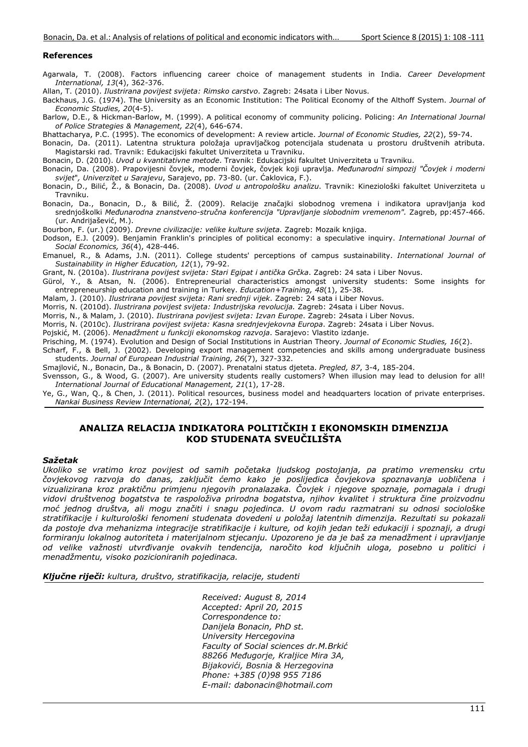## References

Agarwala, T. (2008). Factors influencing career choice of management students in India. *Career Development International, 13*(4), 362-376.

Allan, T. (2010). *Ilustrirana povijest svijeta: Rimsko carstvo*. Zagreb: 24sata i Liber Novus.

Backhaus, J.G. (1974). The University as an Economic Institution: The Political Economy of the Althoff System. *Journal of Economic Studies, 20*(4-5).

Barlow, D.E., & Hickman-Barlow, M. (1999). A political economy of community policing. Policing: *An International Journal of Police Strategies & Management, 22*(4), 646-674.

Bhattacharya, P.C. (1995). The economics of development: A review article. *Journal of Economic Studies, 22*(2), 59-74.

Bonacin, Da. (2011). Latentna struktura položaja upravljačkog potencijala studenata u prostoru društvenih atributa. Magistarski rad. Travnik: Edukacijski fakultet Univerziteta u Travniku.

Bonacin, D. (2010). *Uvod u kvantitativne metode*. Travnik: Edukacijski fakultet Univerziteta u Travniku.

Bonacin, Da. (2008). Prapovijesni čovjek, moderni čovjek, čovjek koji upravlja. *Međunarodni simpozij "Čovjek i moderni svijet", Univerzitet u Sarajevu*, Sarajevo, pp. 73-80. (ur. Ćaklovica, F.).

Bonacin, D., Bilić, Ž., & Bonacin, Da. (2008). *Uvod u antropološku analizu*. Travnik: Kineziološki fakultet Univerziteta u Travniku.

Bonacin, Da., Bonacin, D., & Bilić, Ž. (2009). Relacije značajki slobodnog vremena i indikatora upravljanja kod srednjoškolki *Međunarodna znanstveno-stručna konferencija "Upravljanje slobodnim vremenom".* Zagreb, pp:457-466. (ur. Andrijašević, M.).

Bourbon, F. (ur.) (2009). *Drevne civilizacije: velike kulture svijeta*. Zagreb: Mozaik knjiga.

Dodson, E.J. (2009). Benjamin Franklin's principles of political economy: a speculative inquiry. *International Journal of Social Economics, 36*(4), 428-446.

Emanuel, R., & Adams, J.N. (2011). College students' perceptions of campus sustainability. *International Journal of Sustainability in Higher Education, 12*(1), 79-92.

Grant, N. (2010a). *Ilustrirana povijest svijeta: Stari Egipat i antička Grčka*. Zagreb: 24 sata i Liber Novus.

Gürol, Y., & Atsan, N. (2006). Entrepreneurial characteristics amongst university students: Some insights for entrepreneurship education and training in Turkey. *Education+Training, 48*(1), 25-38.

Malam, J. (2010). *Ilustrirana povijest svijeta: Rani srednji vijek*. Zagreb: 24 sata i Liber Novus.

Morris, N. (2010d). *Ilustrirana povijest svijeta: Industrijska revolucija.* Zagreb: 24sata i Liber Novus.

Morris, N., & Malam, J. (2010). *Ilustrirana povijest svijeta: Izvan Europe*. Zagreb: 24sata i Liber Novus.

Morris, N. (2010c). *Ilustrirana povijest svijeta: Kasna srednjevjekovna Europa*. Zagreb: 24sata i Liber Novus.

Pojskić, M. (2006). *Menadžment u funkciji ekonomskog razvoja*. Sarajevo: Vlastito izdanje.

Prisching, M. (1974). Evolution and Design of Social Institutions in Austrian Theory. *Journal of Economic Studies, 16*(2).

Scharf, F., & Bell, J. (2002). Developing export management competencies and skills among undergraduate business students. *Journal of European Industrial Training, 26*(7), 327-332.

Smajlović, N., Bonacin, Da., & Bonacin, D. (2007). Prenatalni status djeteta. *Pregled, 87*, 3-4, 185-204.

Svensson, G., & Wood, G. (2007). Are university students really customers? When illusion may lead to delusion for all! *International Journal of Educational Management, 21*(1), 17-28.

Ye, G., Wan, Q., & Chen, J. (2011). Political resources, business model and headquarters location of private enterprises. *Nankai Business Review International, 2*(2), 172-194.

## ANALIZA RELACIJA INDIKATORA POLITIČKIH I EKONOMSKIH DIMENZIJA KOD STUDENATA SVEUČILIŠTA

### *Sažetak*

*Ukoliko se vratimo kroz povijest od samih početaka ljudskog postojanja, pa pratimo vremensku crtu čovjekovog razvoja do danas, zaključit ćemo kako je poslijedica čovjekova spoznavanja uobličena i vizualizirana kroz praktičnu primjenu njegovih pronalazaka. Čovjek i njegove spoznaje, pomagala i drugi vidovi društvenog bogatstva te raspoloživa prirodna bogatstva, njihov kvalitet i struktura čine proizvodnu moć jednog društva, ali mogu značiti i snagu pojedinca. U ovom radu razmatrani su odnosi sociološke stratifikacije i kulturološki fenomeni studenata dovedeni u položaj latentnih dimenzija. Rezultati su pokazali da postoje dva mehanizma integracije stratifikacije i kulture, od kojih jedan teži edukaciji i spoznaji, a drugi formiranju lokalnog autoriteta i materijalnom stjecanju. Upozoreno je da je baš za menadžment i upravljanje od velike važnosti utvrđivanje ovakvih tendencija, naročito kod ključnih uloga, posebno u politici i menadžmentu, visoko pozicioniranih pojedinaca.*

***Ključne riječi:*** *kultura, društvo, stratifikacija, relacije, studenti*

*Received: August 8, 2014*
*Accepted: April 20, 2015*
*Correspondence to:*
*Danijela Bonacin, PhD st.*
*University Hercegovina*
*Faculty of Social sciences dr.M.Brkić*
*88266 Međugorje, Kraljice Mira 3A,*
*Bijakovići, Bosnia & Herzegovina*
*Phone: +385 (0)98 955 7186*
*E-mail: dabonacin@hotmail.com*